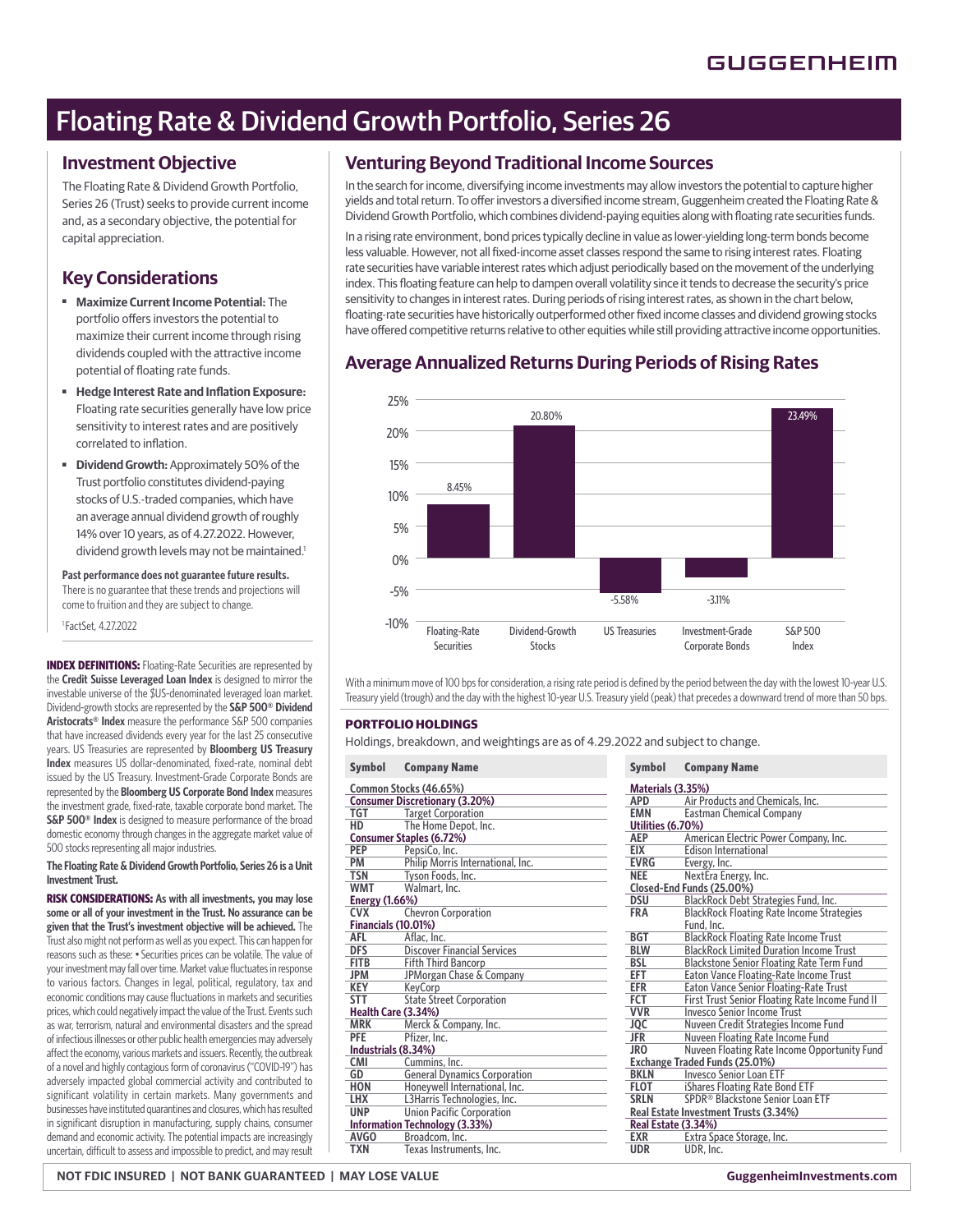# Floating Rate & Dividend Growth Portfolio, Series 26

## Investment Objective

The Floating Rate & Dividend Growth Portfolio, Series 26 (Trust) seeks to provide current income and, as a secondary objective, the potential for capital appreciation.

## Key Considerations

- **Maximize Current Income Potential:** The portfolio offers investors the potential to maximize their current income through rising dividends coupled with the attractive income potential of floating rate funds.
- **Hedge Interest Rate and Inflation Exposure:** Floating rate securities generally have low price sensitivity to interest rates and are positively correlated to inflation.
- **Dividend Growth:** Approximately 50% of the Trust portfolio constitutes dividend-paying stocks of U.S.-traded companies, which have an average annual dividend growth of roughly 14% over 10 years, as of 4.27.2022. However, dividend growth levels may not be maintained.[1]

**Past performance does not guarantee future results.** There is no guarantee that these trends and projections will come to fruition and they are subject to change.

[1]FactSet, 4.27.2022

**INDEX DEFINITIONS:** Floating-Rate Securities are represented by the **Credit Suisse Leveraged Loan Index** is designed to mirror the investable universe of the $US-denominated leveraged loan market. Dividend-growth stocks are represented by the **S&P 500® Dividend Aristocrats® Index** measure the performance S&P 500 companies that have increased dividends every year for the last 25 consecutive years. US Treasuries are represented by **Bloomberg US Treasury Index** measures US dollar-denominated, fixed-rate, nominal debt issued by the US Treasury. Investment-Grade Corporate Bonds are represented by the **Bloomberg US Corporate Bond Index** measures the investment grade, fixed-rate, taxable corporate bond market. The **S&P 500® Index** is designed to measure performance of the broad domestic economy through changes in the aggregate market value of 500 stocks representing all major industries.

**The Floating Rate & Dividend Growth Portfolio, Series 26 is a Unit Investment Trust.**

**RISK CONSIDERATIONS: As with all investments, you may lose some or all of your investment in the Trust. No assurance can be given that the Trust's investment objective will be achieved.** The Trust also might not perform as well as you expect. This can happen for reasons such as these: • Securities prices can be volatile. The value of your investment may fall over time. Market value fluctuates in response to various factors. Changes in legal, political, regulatory, tax and economic conditions may cause fluctuations in markets and securities prices, which could negatively impact the value of the Trust. Events such as war, terrorism, natural and environmental disasters and the spread of infectious illnesses or other public health emergencies may adversely affect the economy, various markets and issuers. Recently, the outbreak of a novel and highly contagious form of coronavirus ("COVID-19") has adversely impacted global commercial activity and contributed to significant volatility in certain markets. Many governments and businesses have instituted quarantines and closures, which has resulted in significant disruption in manufacturing, supply chains, consumer demand and economic activity. The potential impacts are increasingly uncertain, difficult to assess and impossible to predict, and may result

## Venturing Beyond Traditional Income Sources

In the search for income, diversifying income investments may allow investors the potential to capture higher yields and total return. To offer investors a diversified income stream, Guggenheim created the Floating Rate & Dividend Growth Portfolio, which combines dividend-paying equities along with floating rate securities funds.

In a rising rate environment, bond prices typically decline in value as lower-yielding long-term bonds become less valuable. However, not all fixed-income asset classes respond the same to rising interest rates. Floating rate securities have variable interest rates which adjust periodically based on the movement of the underlying index. This floating feature can help to dampen overall volatility since it tends to decrease the security's price sensitivity to changes in interest rates. During periods of rising interest rates, as shown in the chart below, floating-rate securities have historically outperformed other fixed income classes and dividend growing stocks have offered competitive returns relative to other equities while still providing attractive income opportunities.

## Average Annualized Returns During Periods of Rising Rates

| Asset Class | Average Annualized Return |
|---|---|
| Floating-Rate Securities | 8.45% |
| Dividend-Growth Stocks | 20.80% |
| US Treasuries | -5.58% |
| Investment-Grade Corporate Bonds | -3.11% |
| S&P 500 Index | 23.49% |

With a minimum move of 100 bps for consideration, a rising rate period is defined by the period between the day with the lowest 10-year U.S. Treasury yield (trough) and the day with the highest 10-year U.S. Treasury yield (peak) that precedes a downward trend of more than 50 bps.

### PORTFOLIO HOLDINGS

Holdings, breakdown, and weightings are as of 4.29.2022 and subject to change.

| Symbol | Company Name |
|---|---|
| **Common Stocks (46.65%)** | |
| **Consumer Discretionary (3.20%)** | |
| TGT | Target Corporation |
| HD | The Home Depot, Inc. |
| **Consumer Staples (6.72%)** | |
| PEP | PepsiCo, Inc. |
| PM | Philip Morris International, Inc. |
| TSN | Tyson Foods, Inc. |
| WMT | Walmart, Inc. |
| **Energy (1.66%)** | |
| CVX | Chevron Corporation |
| **Financials (10.01%)** | |
| AFL | Aflac, Inc. |
| DFS | Discover Financial Services |
| FITB | Fifth Third Bancorp |
| JPM | JPMorgan Chase & Company |
| KEY | KeyCorp |
| STT | State Street Corporation |
| **Health Care (3.34%)** | |
| MRK | Merck & Company, Inc. |
| PFE | Pfizer, Inc. |
| **Industrials (8.34%)** | |
| CMI | Cummins, Inc. |
| GD | General Dynamics Corporation |
| HON | Honeywell International, Inc. |
| LHX | L3Harris Technologies, Inc. |
| UNP | Union Pacific Corporation |
| **Information Technology (3.33%)** | |
| AVGO | Broadcom, Inc. |
| TXN | Texas Instruments, Inc. |
| **Materials (3.35%)** | |
| APD | Air Products and Chemicals, Inc. |
| EMN | Eastman Chemical Company |
| **Utilities (6.70%)** | |
| AEP | American Electric Power Company, Inc. |
| EIX | Edison International |
| EVRG | Evergy, Inc. |
| NEE | NextEra Energy, Inc. |
| **Closed-End Funds (25.00%)** | |
| DSU | BlackRock Debt Strategies Fund, Inc. |
| FRA | BlackRock Floating Rate Income Strategies Fund, Inc. |
| BGT | BlackRock Floating Rate Income Trust |
| BLW | BlackRock Limited Duration Income Trust |
| BSL | Blackstone Senior Floating Rate Term Fund |
| EFT | Eaton Vance Floating-Rate Income Trust |
| EFR | Eaton Vance Senior Floating-Rate Trust |
| FCT | First Trust Senior Floating Rate Income Fund II |
| VVR | Invesco Senior Income Trust |
| JQC | Nuveen Credit Strategies Income Fund |
| JFR | Nuveen Floating Rate Income Fund |
| JRO | Nuveen Floating Rate Income Opportunity Fund |
| **Exchange Traded Funds (25.01%)** | |
| BKLN | Invesco Senior Loan ETF |
| FLOT | iShares Floating Rate Bond ETF |
| SRLN | SPDR® Blackstone Senior Loan ETF |
| **Real Estate Investment Trusts (3.34%)** | |
| **Real Estate (3.34%)** | |
| EXR | Extra Space Storage, Inc. |
| UDR | UDR, Inc. |

NOT FDIC INSURED | NOT BANK GUARANTEED | MAY LOSE VALUE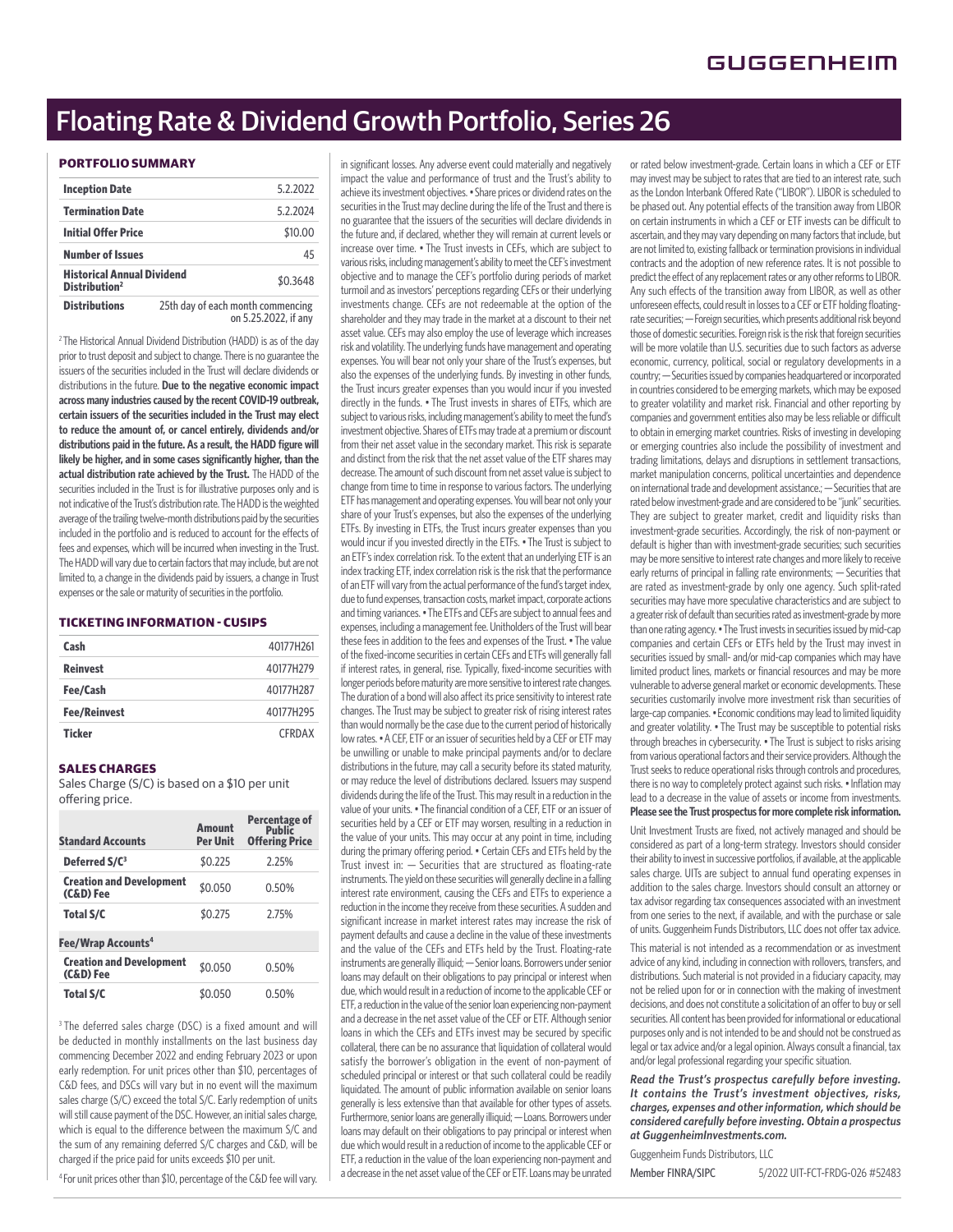GUGGENHEIM

# Floating Rate & Dividend Growth Portfolio, Series 26

## PORTFOLIO SUMMARY

| | |
|---|---|
| **Inception Date** | 5.2.2022 |
| **Termination Date** | 5.2.2024 |
| **Initial Offer Price** | $10.00 |
| **Number of Issues** | 45 |
| **Historical Annual Dividend Distribution**[2] | $0.3648 |
| **Distributions** | 25th day of each month commencing on 5.25.2022, if any |

[2] The Historical Annual Dividend Distribution (HADD) is as of the day prior to trust deposit and subject to change. There is no guarantee the issuers of the securities included in the Trust will declare dividends or distributions in the future. **Due to the negative economic impact across many industries caused by the recent COVID-19 outbreak, certain issuers of the securities included in the Trust may elect to reduce the amount of, or cancel entirely, dividends and/or distributions paid in the future. As a result, the HADD figure will likely be higher, and in some cases significantly higher, than the actual distribution rate achieved by the Trust.** The HADD of the securities included in the Trust is for illustrative purposes only and is not indicative of the Trust's distribution rate. The HADD is the weighted average of the trailing twelve-month distributions paid by the securities included in the portfolio and is reduced to account for the effects of fees and expenses, which will be incurred when investing in the Trust. The HADD will vary due to certain factors that may include, but are not limited to, a change in the dividends paid by issuers, a change in Trust expenses or the sale or maturity of securities in the portfolio.

## TICKETING INFORMATION - CUSIPS

| | |
|---|---|
| **Cash** | 40177H261 |
| **Reinvest** | 40177H279 |
| **Fee/Cash** | 40177H287 |
| **Fee/Reinvest** | 40177H295 |
| **Ticker** | CFRDAX |

## SALES CHARGES

Sales Charge (S/C) is based on a $10 per unit offering price.

| Standard Accounts | Amount Per Unit | Percentage of Public Offering Price |
|---|---|---|
| **Deferred S/C**[3] | $0.225 | 2.25% |
| **Creation and Development (C&D) Fee** | $0.050 | 0.50% |
| **Total S/C** | $0.275 | 2.75% |
| **Fee/Wrap Accounts**[4] | | |
| **Creation and Development (C&D) Fee** | $0.050 | 0.50% |
| **Total S/C** | $0.050 | 0.50% |

[3] The deferred sales charge (DSC) is a fixed amount and will be deducted in monthly installments on the last business day commencing December 2022 and ending February 2023 or upon early redemption. For unit prices other than $10, percentages of C&D fees, and DSCs will vary but in no event will the maximum sales charge (S/C) exceed the total S/C. Early redemption of units will still cause payment of the DSC. However, an initial sales charge, which is equal to the difference between the maximum S/C and the sum of any remaining deferred S/C charges and C&D, will be charged if the price paid for units exceeds $10 per unit.

[4] For unit prices other than $10, percentage of the C&D fee will vary.

in significant losses. Any adverse event could materially and negatively impact the value and performance of trust and the Trust's ability to achieve its investment objectives. • Share prices or dividend rates on the securities in the Trust may decline during the life of the Trust and there is no guarantee that the issuers of the securities will declare dividends in the future and, if declared, whether they will remain at current levels or increase over time. • The Trust invests in CEFs, which are subject to various risks, including management's ability to meet the CEF's investment objective and to manage the CEF's portfolio during periods of market turmoil and as investors' perceptions regarding CEFs or their underlying investments change. CEFs are not redeemable at the option of the shareholder and they may trade in the market at a discount to their net asset value. CEFs may also employ the use of leverage which increases risk and volatility. The underlying funds have management and operating expenses. You will bear not only your share of the Trust's expenses, but also the expenses of the underlying funds. By investing in other funds, the Trust incurs greater expenses than you would incur if you invested directly in the funds. • The Trust invests in shares of ETFs, which are subject to various risks, including management's ability to meet the fund's investment objective. Shares of ETFs may trade at a premium or discount from their net asset value in the secondary market. This risk is separate and distinct from the risk that the net asset value of the ETF shares may decrease. The amount of such discount from net asset value is subject to change from time to time in response to various factors. The underlying ETF has management and operating expenses. You will bear not only your share of the Trust's expenses, but also the expenses of the underlying ETFs. By investing in ETFs, the Trust incurs greater expenses than you would incur if you invested directly in the ETFs. • The Trust is subject to an ETF's index correlation risk. To the extent that an underlying ETF is an index tracking ETF, index correlation risk is the risk that the performance of an ETF will vary from the actual performance of the fund's target index, due to fund expenses, transaction costs, market impact, corporate actions and timing variances. • The ETFs and CEFs are subject to annual fees and expenses, including a management fee. Unitholders of the Trust will bear these fees in addition to the fees and expenses of the Trust. • The value of the fixed-income securities in certain CEFs and ETFs will generally fall if interest rates, in general, rise. Typically, fixed-income securities with longer periods before maturity are more sensitive to interest rate changes. The duration of a bond will also affect its price sensitivity to interest rate changes. The Trust may be subject to greater risk of rising interest rates than would normally be the case due to the current period of historically low rates. • A CEF, ETF or an issuer of securities held by a CEF or ETF may be unwilling or unable to make principal payments and/or to declare distributions in the future, may call a security before its stated maturity, or may reduce the level of distributions declared. Issuers may suspend dividends during the life of the Trust. This may result in a reduction in the value of your units. • The financial condition of a CEF, ETF or an issuer of securities held by a CEF or ETF may worsen, resulting in a reduction in the value of your units. This may occur at any point in time, including during the primary offering period. • Certain CEFs and ETFs held by the Trust invest in: — Securities that are structured as floating-rate instruments. The yield on these securities will generally decline in a falling interest rate environment, causing the CEFs and ETFs to experience a reduction in the income they receive from these securities. A sudden and significant increase in market interest rates may increase the risk of payment defaults and cause a decline in the value of these investments and the value of the CEFs and ETFs held by the Trust. Floating-rate instruments are generally illiquid; — Senior loans. Borrowers under senior loans may default on their obligations to pay principal or interest when due, which would result in a reduction of income to the applicable CEF or ETF, a reduction in the value of the senior loan experiencing non-payment and a decrease in the net asset value of the CEF or ETF. Although senior loans in which the CEFs and ETFs invest may be secured by specific collateral, there can be no assurance that liquidation of collateral would satisfy the borrower's obligation in the event of non-payment of scheduled principal or interest or that such collateral could be readily liquidated. The amount of public information available on senior loans generally is less extensive than that available for other types of assets. Furthermore, senior loans are generally illiquid; — Loans. Borrowers under loans may default on their obligations to pay principal or interest when due which would result in a reduction of income to the applicable CEF or ETF, a reduction in the value of the loan experiencing non-payment and a decrease in the net asset value of the CEF or ETF. Loans may be unrated or rated below investment-grade. Certain loans in which a CEF or ETF may invest may be subject to rates that are tied to an interest rate, such as the London Interbank Offered Rate ("LIBOR"). LIBOR is scheduled to be phased out. Any potential effects of the transition away from LIBOR on certain instruments in which a CEF or ETF invests can be difficult to ascertain, and they may vary depending on many factors that include, but are not limited to, existing fallback or termination provisions in individual contracts and the adoption of new reference rates. It is not possible to predict the effect of any replacement rates or any other reforms to LIBOR. Any such effects of the transition away from LIBOR, as well as other unforeseen effects, could result in losses to a CEF or ETF holding floating-rate securities; — Foreign securities, which presents additional risk beyond those of domestic securities. Foreign risk is the risk that foreign securities will be more volatile than U.S. securities due to such factors as adverse economic, currency, political, social or regulatory developments in a country; — Securities issued by companies headquartered or incorporated in countries considered to be emerging markets, which may be exposed to greater volatility and market risk. Financial and other reporting by companies and government entities also may be less reliable or difficult to obtain in emerging market countries. Risks of investing in developing or emerging countries also include the possibility of investment and trading limitations, delays and disruptions in settlement transactions, market manipulation concerns, political uncertainties and dependence on international trade and development assistance.; — Securities that are rated below investment-grade and are considered to be "junk" securities. They are subject to greater market, credit and liquidity risks than investment-grade securities. Accordingly, the risk of non-payment or default is higher than with investment-grade securities; such securities may be more sensitive to interest rate changes and more likely to receive early returns of principal in falling rate environments; — Securities that are rated as investment-grade by only one agency. Such split-rated securities may have more speculative characteristics and are subject to a greater risk of default than securities rated as investment-grade by more than one rating agency. • The Trust invests in securities issued by mid-cap companies and certain CEFs or ETFs held by the Trust may invest in securities issued by small- and/or mid-cap companies which may have limited product lines, markets or financial resources and may be more vulnerable to adverse general market or economic developments. These securities customarily involve more investment risk than securities of large-cap companies. • Economic conditions may lead to limited liquidity and greater volatility. • The Trust may be susceptible to potential risks through breaches in cybersecurity. • The Trust is subject to risks arising from various operational factors and their service providers. Although the Trust seeks to reduce operational risks through controls and procedures, there is no way to completely protect against such risks. • Inflation may lead to a decrease in the value of assets or income from investments. **Please see the Trust prospectus for more complete risk information.**

Unit Investment Trusts are fixed, not actively managed and should be considered as part of a long-term strategy. Investors should consider their ability to invest in successive portfolios, if available, at the applicable sales charge. UITs are subject to annual fund operating expenses in addition to the sales charge. Investors should consult an attorney or tax advisor regarding tax consequences associated with an investment from one series to the next, if available, and with the purchase or sale of units. Guggenheim Funds Distributors, LLC does not offer tax advice.

This material is not intended as a recommendation or as investment advice of any kind, including in connection with rollovers, transfers, and distributions. Such material is not provided in a fiduciary capacity, may not be relied upon for or in connection with the making of investment decisions, and does not constitute a solicitation of an offer to buy or sell securities. All content has been provided for informational or educational purposes only and is not intended to be and should not be construed as legal or tax advice and/or a legal opinion. Always consult a financial, tax and/or legal professional regarding your specific situation.

***Read the Trust's prospectus carefully before investing. It contains the Trust's investment objectives, risks, charges, expenses and other information, which should be considered carefully before investing. Obtain a prospectus at GuggenheimInvestments.com.***

Guggenheim Funds Distributors, LLC

Member FINRA/SIPC 5/2022 UIT-FCT-FRDG-026 #52483